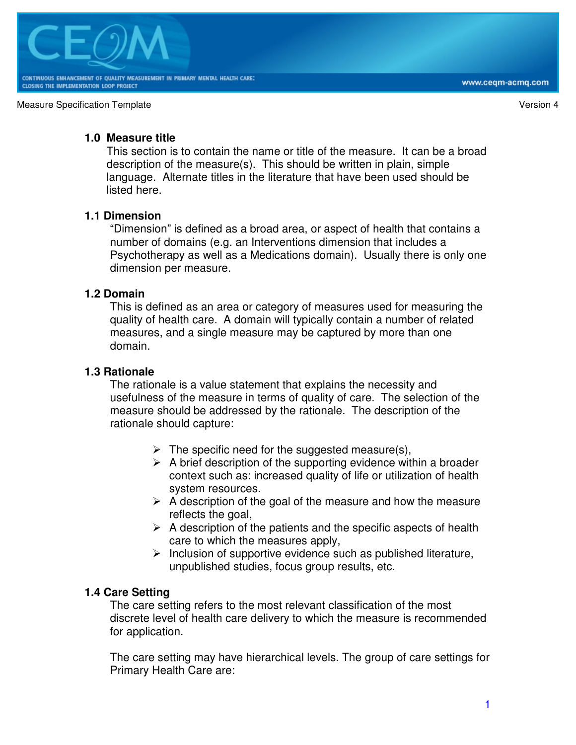Measure Specification Template Version 4

## 1.0 Measure title

This section is to contain the name or title of the measure. It can be a broad description of the measure(s). This should be written in plain, simple language. Alternate titles in the literature that have been used should be listed here.

### 1.1 Dimension

"Dimension" is defined as a broad area, or aspect of health that contains a number of domains (e.g. an Interventions dimension that includes a Psychotherapy as well as a Medications domain). Usually there is only one dimension per measure.

### 1.2 Domain

This is defined as an area or category of measures used for measuring the quality of health care. A domain will typically contain a number of related measures, and a single measure may be captured by more than one domain.

### 1.3 Rationale

The rationale is a value statement that explains the necessity and usefulness of the measure in terms of quality of care. The selection of the measure should be addressed by the rationale. The description of the rationale should capture:

- The specific need for the suggested measure(s),
- A brief description of the supporting evidence within a broader context such as: increased quality of life or utilization of health system resources.
- A description of the goal of the measure and how the measure reflects the goal,
- A description of the patients and the specific aspects of health care to which the measures apply,
- Inclusion of supportive evidence such as published literature, unpublished studies, focus group results, etc.

### 1.4 Care Setting

The care setting refers to the most relevant classification of the most discrete level of health care delivery to which the measure is recommended for application.

The care setting may have hierarchical levels. The group of care settings for Primary Health Care are: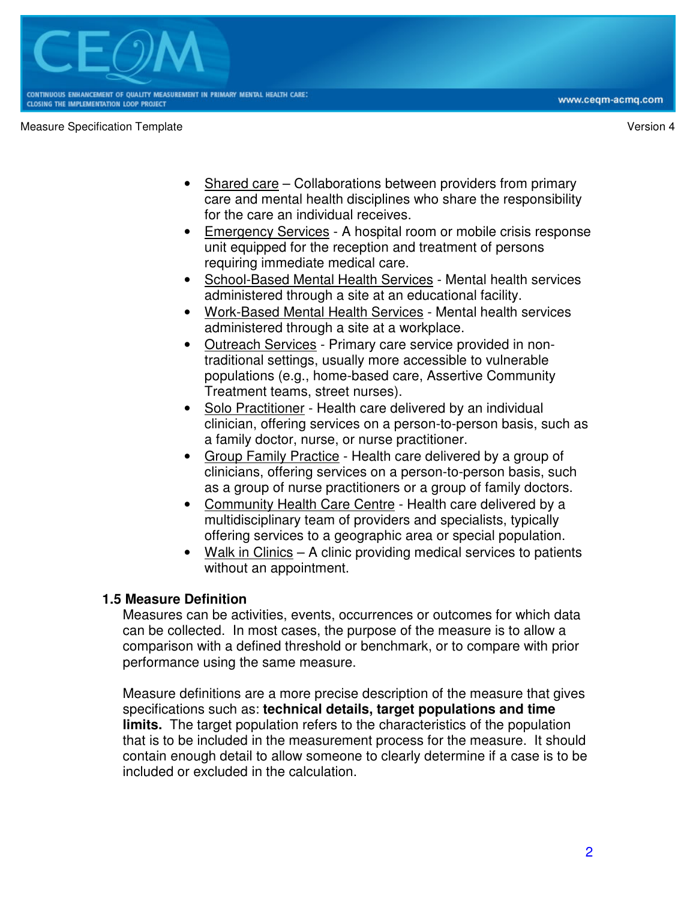- Shared care – Collaborations between providers from primary care and mental health disciplines who share the responsibility for the care an individual receives.
- Emergency Services - A hospital room or mobile crisis response unit equipped for the reception and treatment of persons requiring immediate medical care.
- School-Based Mental Health Services - Mental health services administered through a site at an educational facility.
- Work-Based Mental Health Services - Mental health services administered through a site at a workplace.
- Outreach Services - Primary care service provided in non-traditional settings, usually more accessible to vulnerable populations (e.g., home-based care, Assertive Community Treatment teams, street nurses).
- Solo Practitioner - Health care delivered by an individual clinician, offering services on a person-to-person basis, such as a family doctor, nurse, or nurse practitioner.
- Group Family Practice - Health care delivered by a group of clinicians, offering services on a person-to-person basis, such as a group of nurse practitioners or a group of family doctors.
- Community Health Care Centre - Health care delivered by a multidisciplinary team of providers and specialists, typically offering services to a geographic area or special population.
- Walk in Clinics – A clinic providing medical services to patients without an appointment.

### 1.5 Measure Definition

Measures can be activities, events, occurrences or outcomes for which data can be collected. In most cases, the purpose of the measure is to allow a comparison with a defined threshold or benchmark, or to compare with prior performance using the same measure.

Measure definitions are a more precise description of the measure that gives specifications such as: **technical details, target populations and time limits.** The target population refers to the characteristics of the population that is to be included in the measurement process for the measure. It should contain enough detail to allow someone to clearly determine if a case is to be included or excluded in the calculation.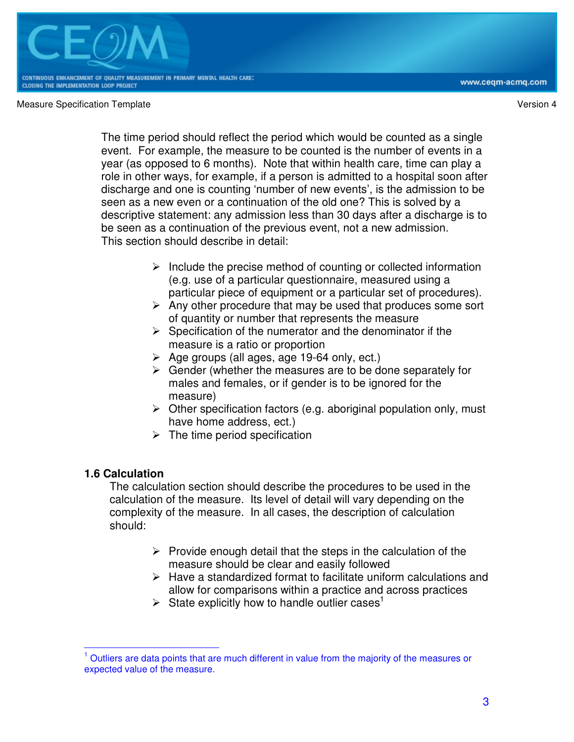The time period should reflect the period which would be counted as a single event. For example, the measure to be counted is the number of events in a year (as opposed to 6 months). Note that within health care, time can play a role in other ways, for example, if a person is admitted to a hospital soon after discharge and one is counting 'number of new events', is the admission to be seen as a new even or a continuation of the old one? This is solved by a descriptive statement: any admission less than 30 days after a discharge is to be seen as a continuation of the previous event, not a new admission. This section should describe in detail:

- Include the precise method of counting or collected information (e.g. use of a particular questionnaire, measured using a particular piece of equipment or a particular set of procedures).
- Any other procedure that may be used that produces some sort of quantity or number that represents the measure
- Specification of the numerator and the denominator if the measure is a ratio or proportion
- Age groups (all ages, age 19-64 only, ect.)
- Gender (whether the measures are to be done separately for males and females, or if gender is to be ignored for the measure)
- Other specification factors (e.g. aboriginal population only, must have home address, ect.)
- The time period specification

### 1.6 Calculation

The calculation section should describe the procedures to be used in the calculation of the measure. Its level of detail will vary depending on the complexity of the measure. In all cases, the description of calculation should:

- Provide enough detail that the steps in the calculation of the measure should be clear and easily followed
- Have a standardized format to facilitate uniform calculations and allow for comparisons within a practice and across practices
- State explicitly how to handle outlier cases[1]

[1] Outliers are data points that are much different in value from the majority of the measures or expected value of the measure.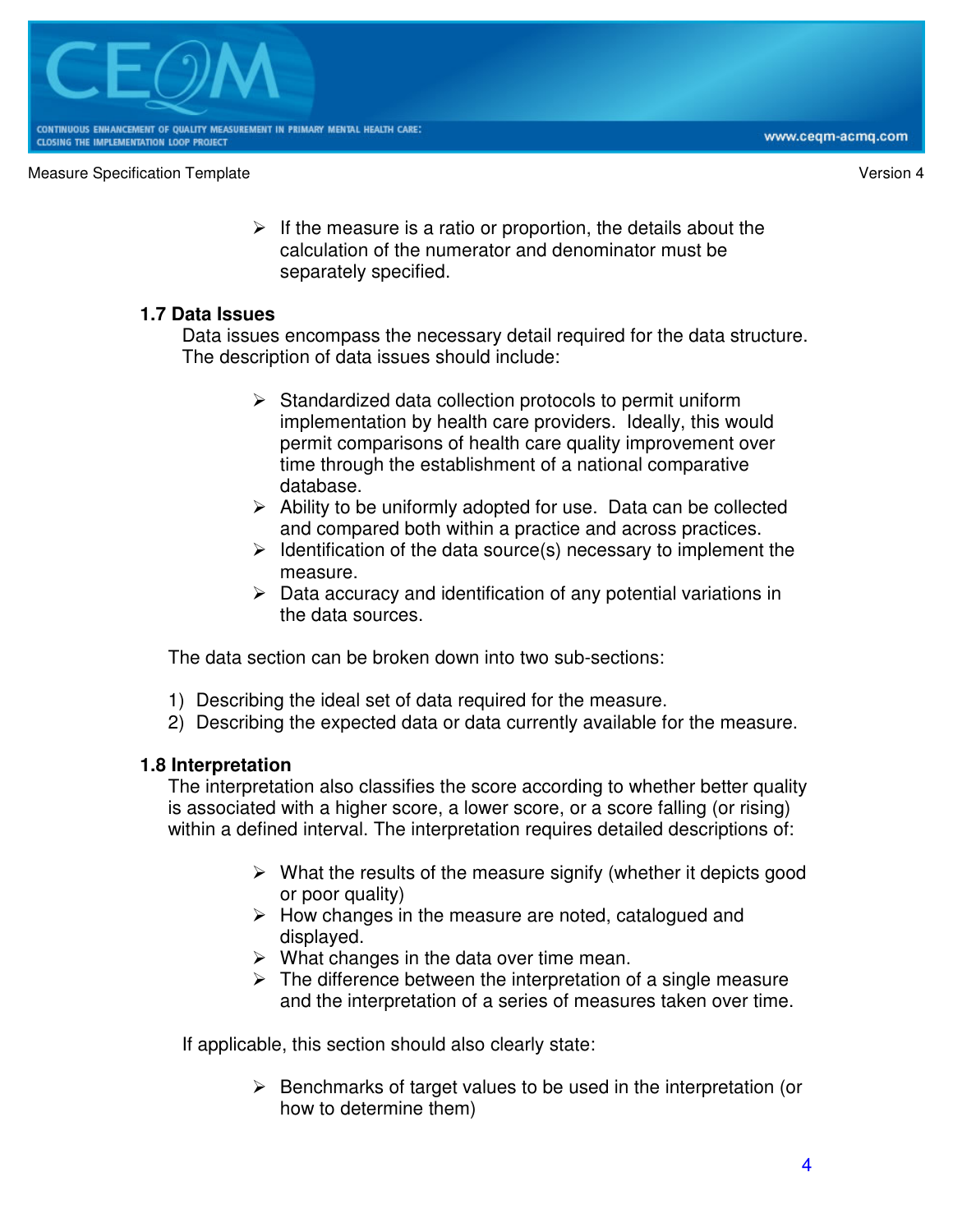- If the measure is a ratio or proportion, the details about the calculation of the numerator and denominator must be separately specified.

### 1.7 Data Issues

Data issues encompass the necessary detail required for the data structure. The description of data issues should include:

- Standardized data collection protocols to permit uniform implementation by health care providers. Ideally, this would permit comparisons of health care quality improvement over time through the establishment of a national comparative database.
- Ability to be uniformly adopted for use. Data can be collected and compared both within a practice and across practices.
- Identification of the data source(s) necessary to implement the measure.
- Data accuracy and identification of any potential variations in the data sources.

The data section can be broken down into two sub-sections:

1) Describing the ideal set of data required for the measure.
2) Describing the expected data or data currently available for the measure.

### 1.8 Interpretation

The interpretation also classifies the score according to whether better quality is associated with a higher score, a lower score, or a score falling (or rising) within a defined interval. The interpretation requires detailed descriptions of:

- What the results of the measure signify (whether it depicts good or poor quality)
- How changes in the measure are noted, catalogued and displayed.
- What changes in the data over time mean.
- The difference between the interpretation of a single measure and the interpretation of a series of measures taken over time.

If applicable, this section should also clearly state:

- Benchmarks of target values to be used in the interpretation (or how to determine them)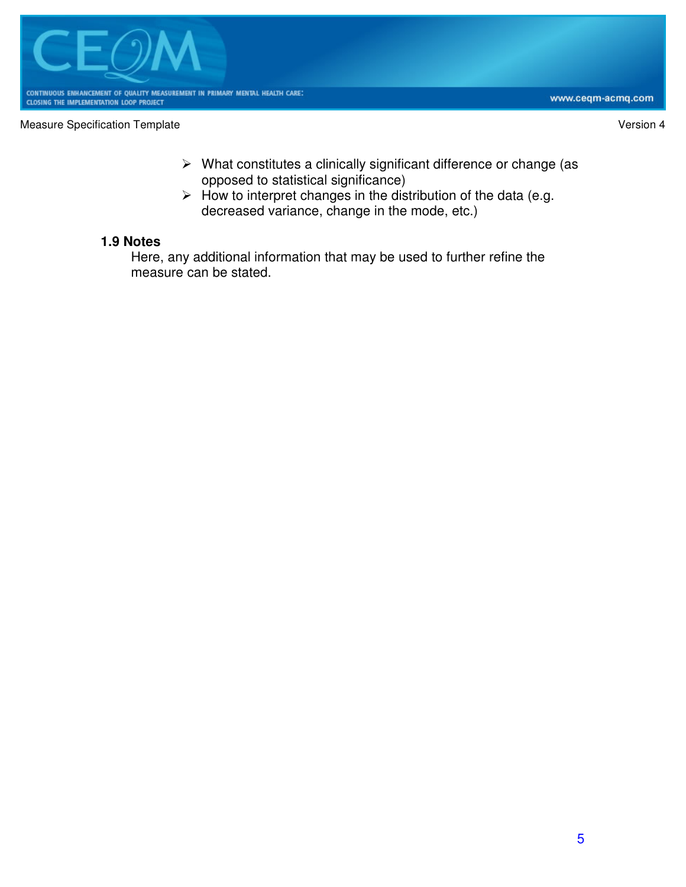- What constitutes a clinically significant difference or change (as opposed to statistical significance)
- How to interpret changes in the distribution of the data (e.g. decreased variance, change in the mode, etc.)

### 1.9 Notes

Here, any additional information that may be used to further refine the measure can be stated.